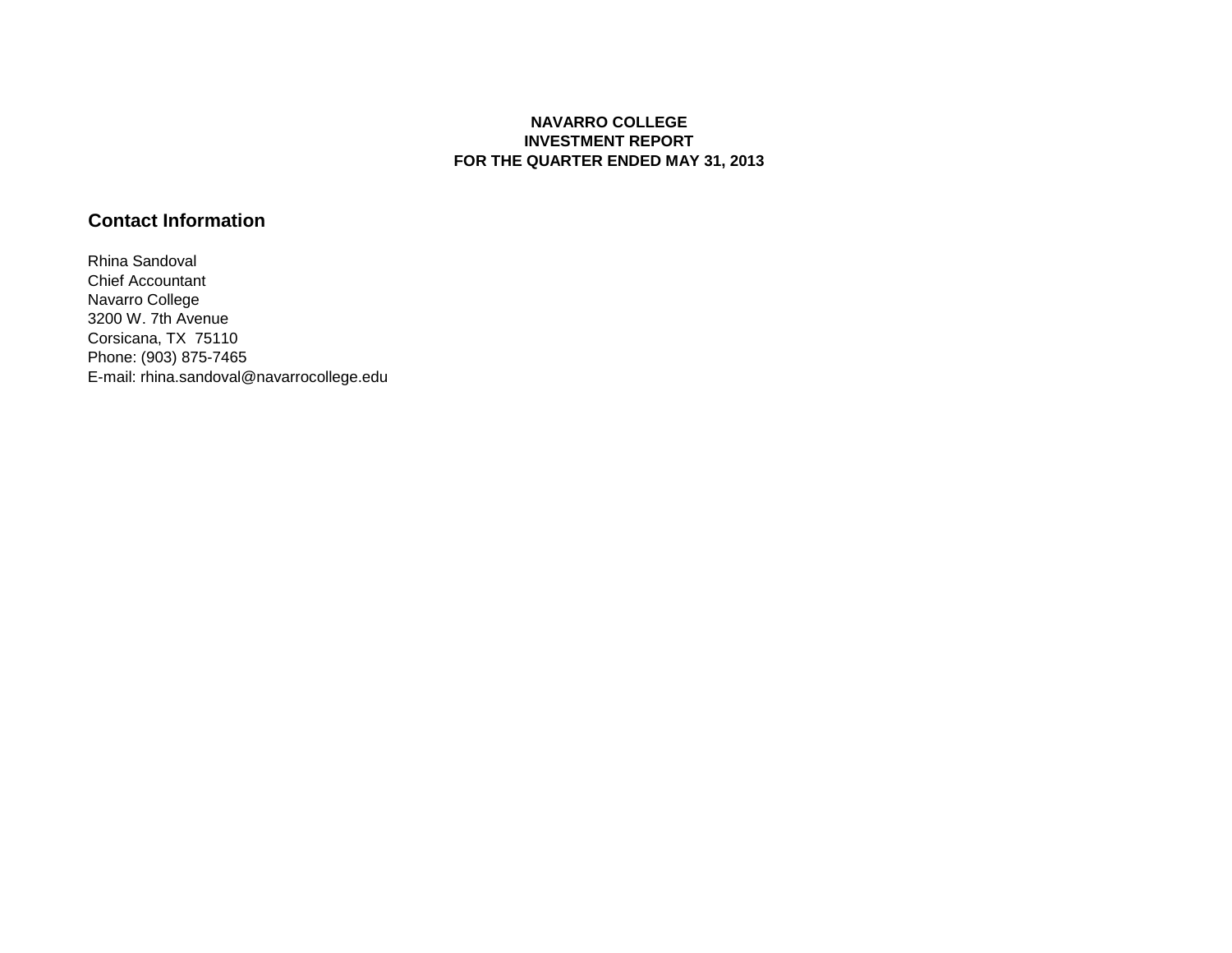**NAVARRO COLLEGE**
**INVESTMENT REPORT**
**FOR THE QUARTER ENDED MAY 31, 2013**

## Contact Information

Rhina Sandoval
Chief Accountant
Navarro College
3200 W. 7th Avenue
Corsicana, TX  75110
Phone: (903) 875-7465
E-mail: rhina.sandoval@navarrocollege.edu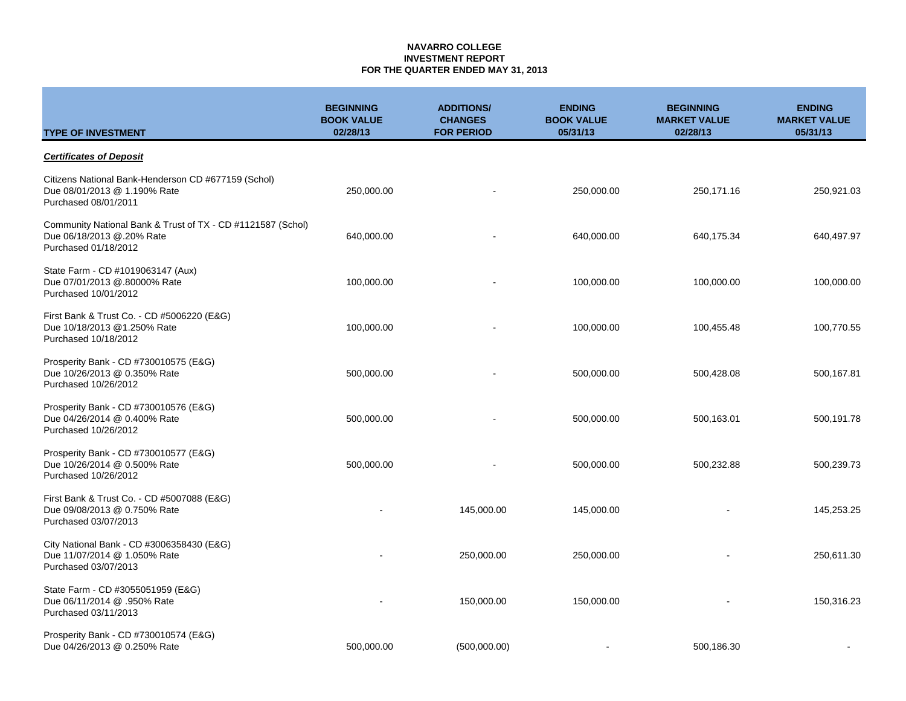**NAVARRO COLLEGE**
**INVESTMENT REPORT**
**FOR THE QUARTER ENDED MAY 31, 2013**

| TYPE OF INVESTMENT | BEGINNING BOOK VALUE 02/28/13 | ADDITIONS/ CHANGES FOR PERIOD | ENDING BOOK VALUE 05/31/13 | BEGINNING MARKET VALUE 02/28/13 | ENDING MARKET VALUE 05/31/13 |
|---|---|---|---|---|---|
| ***Certificates of Deposit*** | | | | | |
| Citizens National Bank-Henderson CD #677159 (Schol)<br>Due 08/01/2013 @ 1.190% Rate<br>Purchased 08/01/2011 | 250,000.00 | - | 250,000.00 | 250,171.16 | 250,921.03 |
| Community National Bank & Trust of TX - CD #1121587 (Schol)<br>Due 06/18/2013 @.20% Rate<br>Purchased 01/18/2012 | 640,000.00 | - | 640,000.00 | 640,175.34 | 640,497.97 |
| State Farm - CD #1019063147 (Aux)<br>Due 07/01/2013 @.80000% Rate<br>Purchased 10/01/2012 | 100,000.00 | - | 100,000.00 | 100,000.00 | 100,000.00 |
| First Bank & Trust Co. - CD #5006220 (E&G)<br>Due 10/18/2013 @1.250% Rate<br>Purchased 10/18/2012 | 100,000.00 | - | 100,000.00 | 100,455.48 | 100,770.55 |
| Prosperity Bank - CD #730010575 (E&G)<br>Due 10/26/2013 @ 0.350% Rate<br>Purchased 10/26/2012 | 500,000.00 | - | 500,000.00 | 500,428.08 | 500,167.81 |
| Prosperity Bank - CD #730010576 (E&G)<br>Due 04/26/2014 @ 0.400% Rate<br>Purchased 10/26/2012 | 500,000.00 | - | 500,000.00 | 500,163.01 | 500,191.78 |
| Prosperity Bank - CD #730010577 (E&G)<br>Due 10/26/2014 @ 0.500% Rate<br>Purchased 10/26/2012 | 500,000.00 | - | 500,000.00 | 500,232.88 | 500,239.73 |
| First Bank & Trust Co. - CD #5007088 (E&G)<br>Due 09/08/2013 @ 0.750% Rate<br>Purchased 03/07/2013 | - | 145,000.00 | 145,000.00 | - | 145,253.25 |
| City National Bank - CD #3006358430 (E&G)<br>Due 11/07/2014 @ 1.050% Rate<br>Purchased 03/07/2013 | - | 250,000.00 | 250,000.00 | - | 250,611.30 |
| State Farm - CD #3055051959 (E&G)<br>Due 06/11/2014 @ .950% Rate<br>Purchased 03/11/2013 | - | 150,000.00 | 150,000.00 | - | 150,316.23 |
| Prosperity Bank - CD #730010574 (E&G)<br>Due 04/26/2013 @ 0.250% Rate | 500,000.00 | (500,000.00) | - | 500,186.30 | - |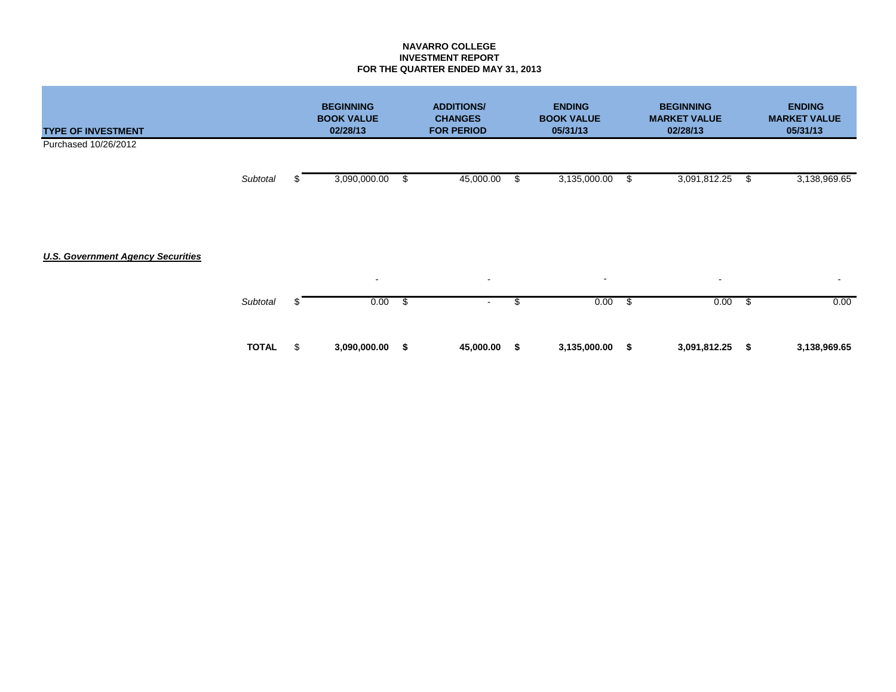**NAVARRO COLLEGE**
**INVESTMENT REPORT**
**FOR THE QUARTER ENDED MAY 31, 2013**

| TYPE OF INVESTMENT | | BEGINNING BOOK VALUE 02/28/13 | ADDITIONS/ CHANGES FOR PERIOD | ENDING BOOK VALUE 05/31/13 | BEGINNING MARKET VALUE 02/28/13 | ENDING MARKET VALUE 05/31/13 |
|---|---|---|---|---|---|---|
| Purchased 10/26/2012 | | | | | | |
| | *Subtotal* | $ 3,090,000.00 | $ 45,000.00 | $ 3,135,000.00 | $ 3,091,812.25 | $ 3,138,969.65 |
| ***U.S. Government Agency Securities*** | | | | | | |
| | | - | - | - | - | - |
| | *Subtotal* | $ 0.00 | $ - | $ 0.00 | $ 0.00 | $ 0.00 |
| | **TOTAL** | $ **3,090,000.00** | **$ 45,000.00** | **$ 3,135,000.00** | **$ 3,091,812.25** | **$ 3,138,969.65** |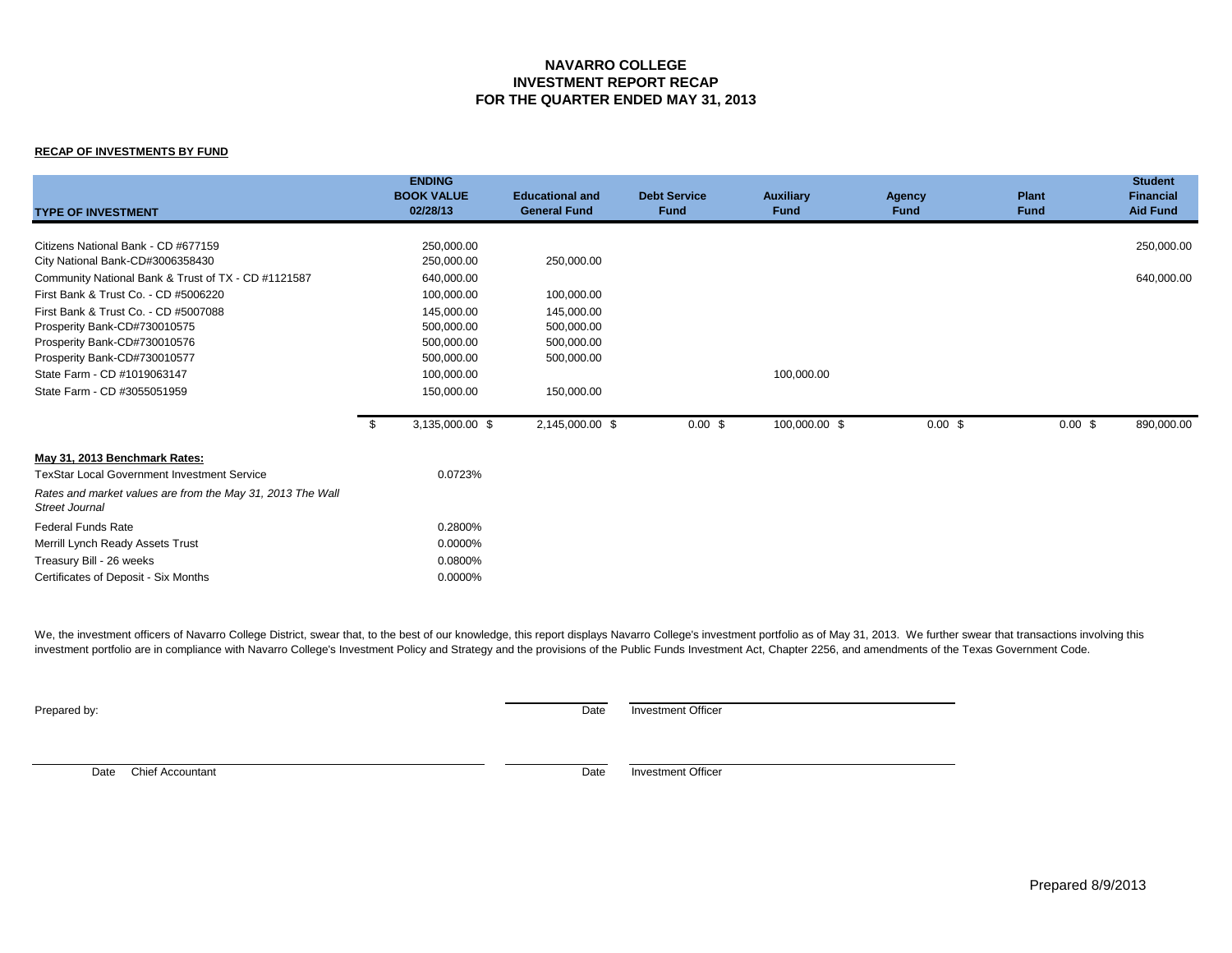# NAVARRO COLLEGE
## INVESTMENT REPORT RECAP
## FOR THE QUARTER ENDED MAY 31, 2013

**RECAP OF INVESTMENTS BY FUND**

| TYPE OF INVESTMENT | ENDING BOOK VALUE 02/28/13 | Educational and General Fund | Debt Service Fund | Auxiliary Fund | Agency Fund | Plant Fund | Student Financial Aid Fund |
|---|---|---|---|---|---|---|---|
| Citizens National Bank - CD #677159 | 250,000.00 | | | | | | 250,000.00 |
| City National Bank-CD#3006358430 | 250,000.00 | 250,000.00 | | | | | |
| Community National Bank & Trust of TX - CD #1121587 | 640,000.00 | | | | | | 640,000.00 |
| First Bank & Trust Co. - CD #5006220 | 100,000.00 | 100,000.00 | | | | | |
| First Bank & Trust Co. - CD #5007088 | 145,000.00 | 145,000.00 | | | | | |
| Prosperity Bank-CD#730010575 | 500,000.00 | 500,000.00 | | | | | |
| Prosperity Bank-CD#730010576 | 500,000.00 | 500,000.00 | | | | | |
| Prosperity Bank-CD#730010577 | 500,000.00 | 500,000.00 | | | | | |
| State Farm - CD #1019063147 | 100,000.00 | | | 100,000.00 | | | |
| State Farm - CD #3055051959 | 150,000.00 | 150,000.00 | | | | | |
| | $ 3,135,000.00 | $ 2,145,000.00 | $ 0.00 | $ 100,000.00 | $ 0.00 | $ 0.00 | $ 890,000.00 |

**May 31, 2013 Benchmark Rates:**

| | |
|---|---|
| TexStar Local Government Investment Service | 0.0723% |
| *Rates and market values are from the May 31, 2013 The Wall Street Journal* | |
| Federal Funds Rate | 0.2800% |
| Merrill Lynch Ready Assets Trust | 0.0000% |
| Treasury Bill - 26 weeks | 0.0800% |
| Certificates of Deposit - Six Months | 0.0000% |

We, the investment officers of Navarro College District, swear that, to the best of our knowledge, this report displays Navarro College's investment portfolio as of May 31, 2013. We further swear that transactions involving this investment portfolio are in compliance with Navarro College's Investment Policy and Strategy and the provisions of the Public Funds Investment Act, Chapter 2256, and amendments of the Texas Government Code.

Prepared by:

Date Investment Officer

Date Chief Accountant

Date Investment Officer

Prepared 8/9/2013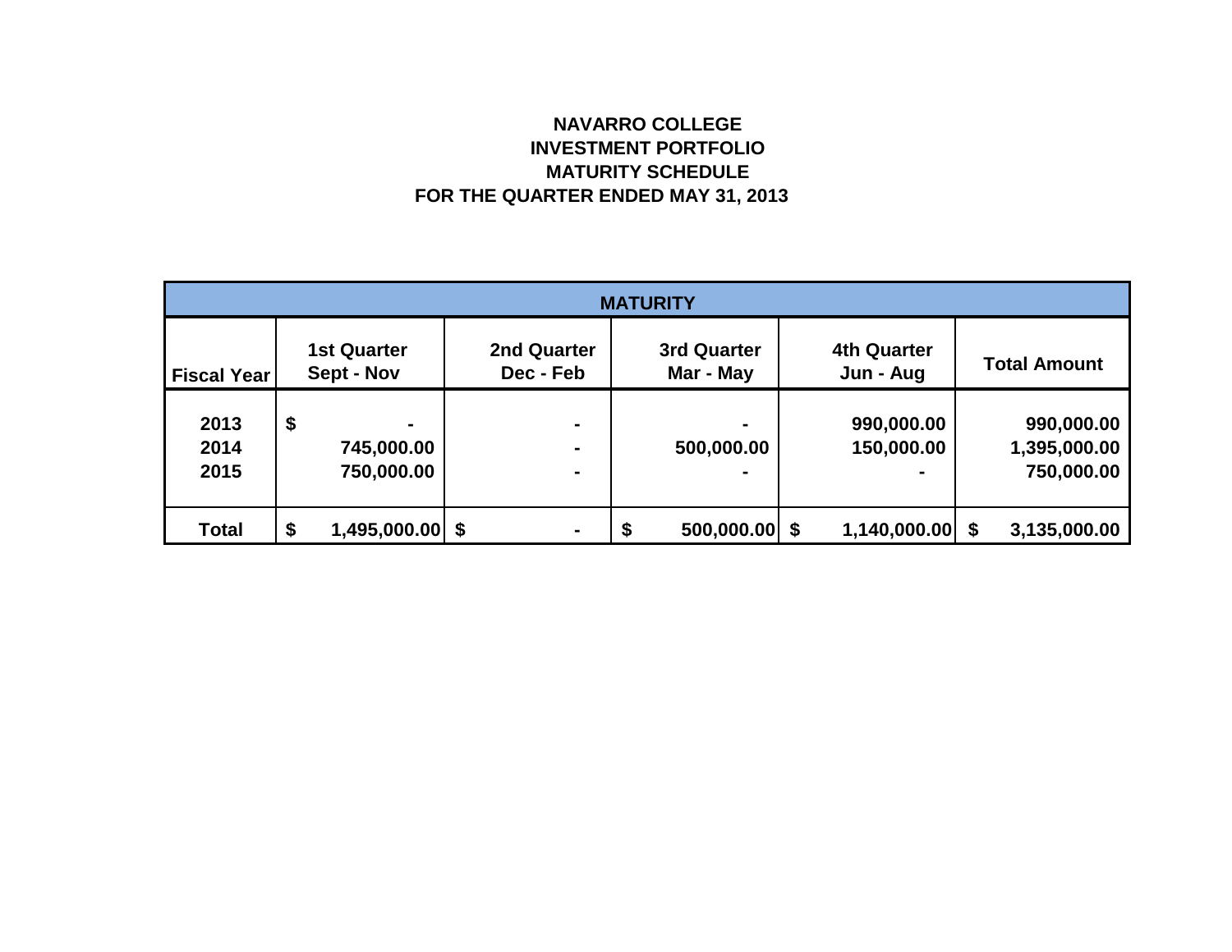**NAVARRO COLLEGE**
**INVESTMENT PORTFOLIO**
**MATURITY SCHEDULE**
**FOR THE QUARTER ENDED MAY 31, 2013**

| MATURITY | | | | | |
|---|---|---|---|---|---|
| **Fiscal Year** | **1st Quarter Sept - Nov** | **2nd Quarter Dec - Feb** | **3rd Quarter Mar - May** | **4th Quarter Jun - Aug** | **Total Amount** |
| 2013 | $ - | - | - | 990,000.00 | 990,000.00 |
| 2014 | 745,000.00 | - | 500,000.00 | 150,000.00 | 1,395,000.00 |
| 2015 | 750,000.00 | - | - | - | 750,000.00 |
| **Total** | $ 1,495,000.00 | $ - | $ 500,000.00 | $ 1,140,000.00 | $ 3,135,000.00 |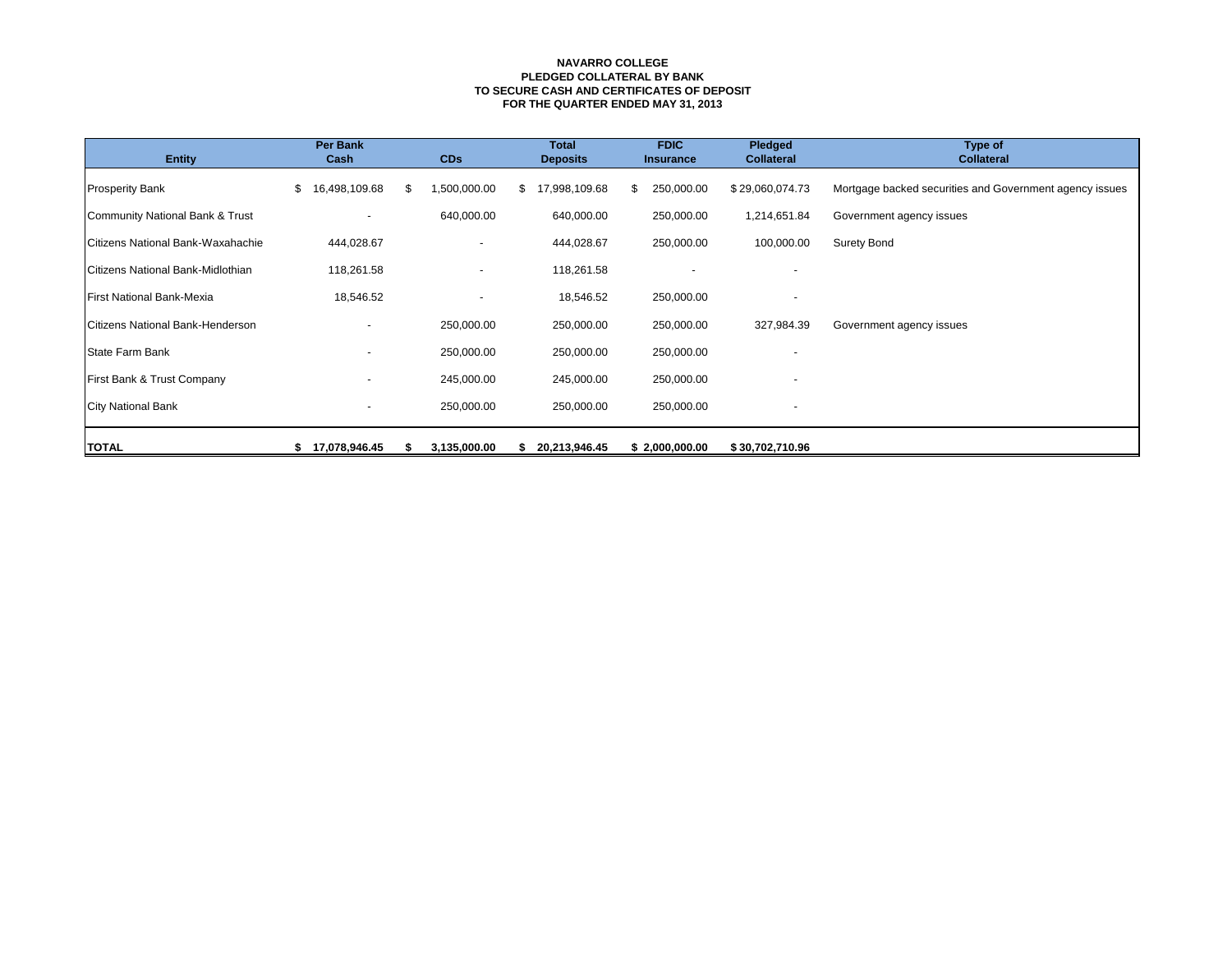**NAVARRO COLLEGE**
**PLEDGED COLLATERAL BY BANK**
**TO SECURE CASH AND CERTIFICATES OF DEPOSIT**
**FOR THE QUARTER ENDED MAY 31, 2013**

| Entity | Per Bank Cash | CDs | Total Deposits | FDIC Insurance | Pledged Collateral | Type of Collateral |
|---|---|---|---|---|---|---|
| Prosperity Bank | $ 16,498,109.68 | $ 1,500,000.00 | $ 17,998,109.68 | $ 250,000.00 | $ 29,060,074.73 | Mortgage backed securities and Government agency issues |
| Community National Bank & Trust | - | 640,000.00 | 640,000.00 | 250,000.00 | 1,214,651.84 | Government agency issues |
| Citizens National Bank-Waxahachie | 444,028.67 | - | 444,028.67 | 250,000.00 | 100,000.00 | Surety Bond |
| Citizens National Bank-Midlothian | 118,261.58 | - | 118,261.58 | - | - | |
| First National Bank-Mexia | 18,546.52 | - | 18,546.52 | 250,000.00 | - | |
| Citizens National Bank-Henderson | - | 250,000.00 | 250,000.00 | 250,000.00 | 327,984.39 | Government agency issues |
| State Farm Bank | - | 250,000.00 | 250,000.00 | 250,000.00 | - | |
| First Bank & Trust Company | - | 245,000.00 | 245,000.00 | 250,000.00 | - | |
| City National Bank | - | 250,000.00 | 250,000.00 | 250,000.00 | - | |
| **TOTAL** | **$ 17,078,946.45** | **$ 3,135,000.00** | **$ 20,213,946.45** | **$ 2,000,000.00** | **$ 30,702,710.96** | |